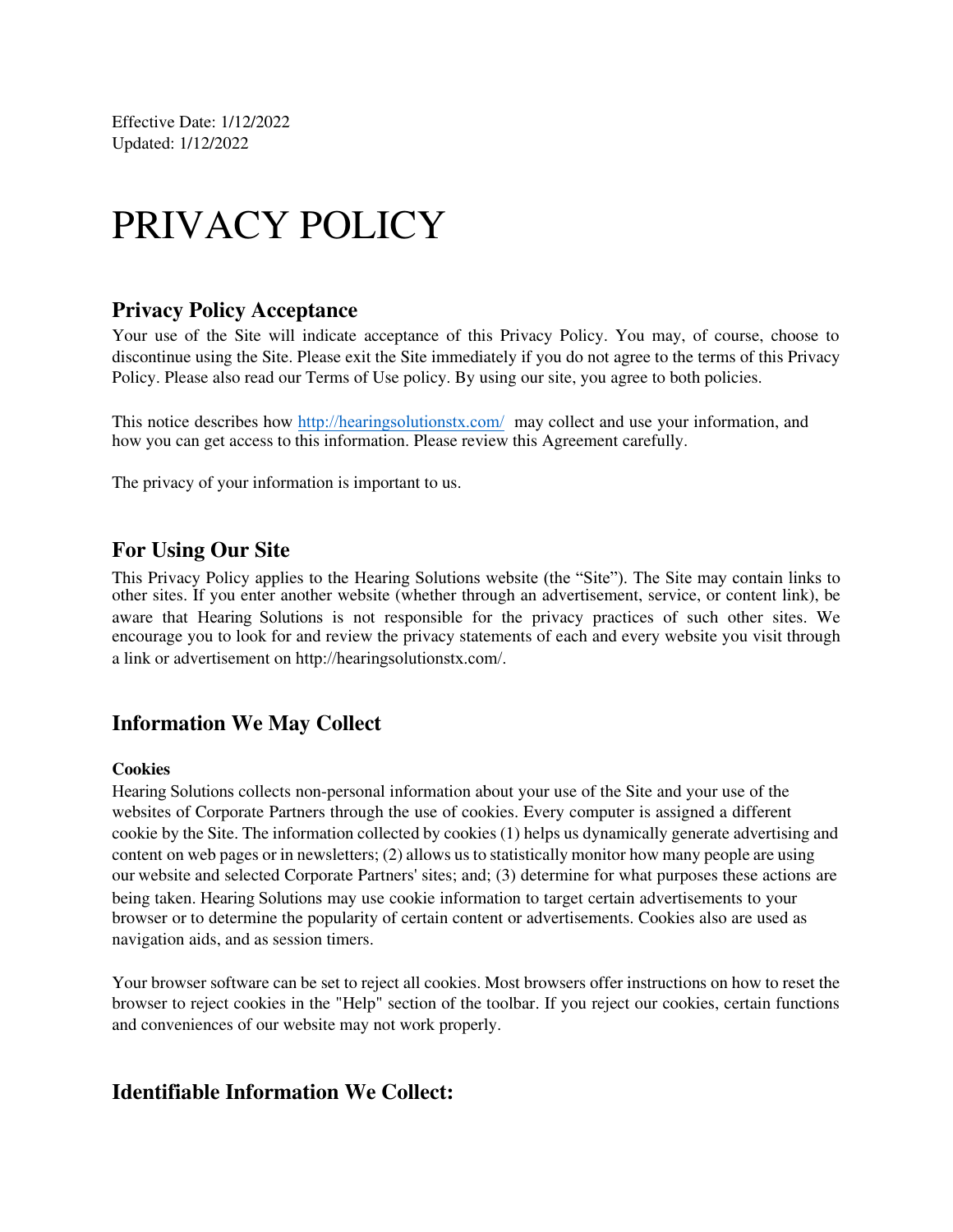Effective Date: 1/12/2022
Updated: 1/12/2022

# PRIVACY POLICY

## Privacy Policy Acceptance

Your use of the Site will indicate acceptance of this Privacy Policy. You may, of course, choose to discontinue using the Site. Please exit the Site immediately if you do not agree to the terms of this Privacy Policy. Please also read our Terms of Use policy. By using our site, you agree to both policies.

This notice describes how http://hearingsolutionstx.com/ may collect and use your information, and how you can get access to this information. Please review this Agreement carefully.

The privacy of your information is important to us.

## For Using Our Site

This Privacy Policy applies to the Hearing Solutions website (the "Site"). The Site may contain links to other sites. If you enter another website (whether through an advertisement, service, or content link), be aware that Hearing Solutions is not responsible for the privacy practices of such other sites. We encourage you to look for and review the privacy statements of each and every website you visit through a link or advertisement on http://hearingsolutionstx.com/.

## Information We May Collect

#### Cookies

Hearing Solutions collects non-personal information about your use of the Site and your use of the websites of Corporate Partners through the use of cookies. Every computer is assigned a different cookie by the Site. The information collected by cookies (1) helps us dynamically generate advertising and content on web pages or in newsletters; (2) allows us to statistically monitor how many people are using our website and selected Corporate Partners' sites; and; (3) determine for what purposes these actions are being taken. Hearing Solutions may use cookie information to target certain advertisements to your browser or to determine the popularity of certain content or advertisements. Cookies also are used as navigation aids, and as session timers.

Your browser software can be set to reject all cookies. Most browsers offer instructions on how to reset the browser to reject cookies in the "Help" section of the toolbar. If you reject our cookies, certain functions and conveniences of our website may not work properly.

## Identifiable Information We Collect: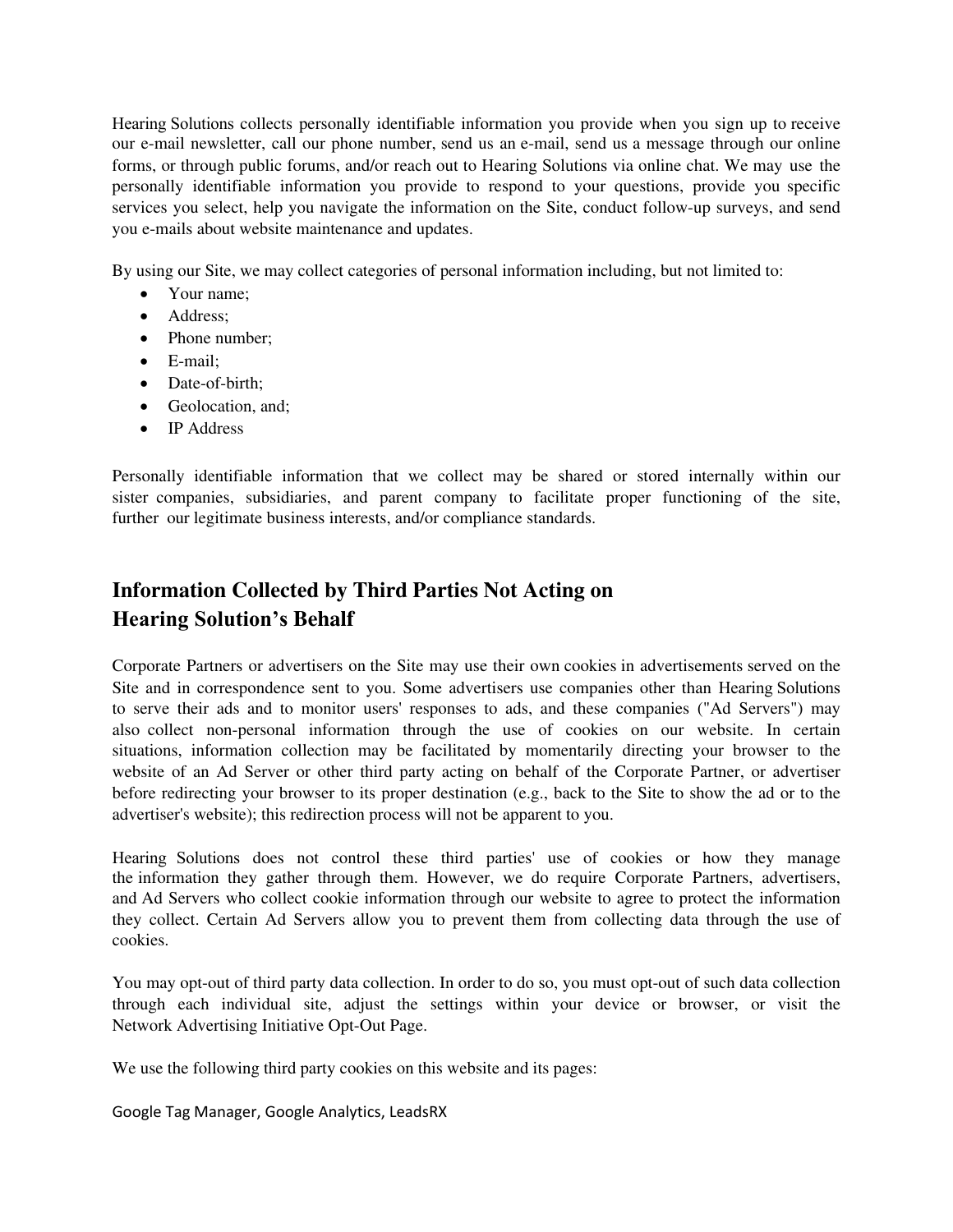Hearing Solutions collects personally identifiable information you provide when you sign up to receive our e-mail newsletter, call our phone number, send us an e-mail, send us a message through our online forms, or through public forums, and/or reach out to Hearing Solutions via online chat. We may use the personally identifiable information you provide to respond to your questions, provide you specific services you select, help you navigate the information on the Site, conduct follow-up surveys, and send you e-mails about website maintenance and updates.

By using our Site, we may collect categories of personal information including, but not limited to:

- Your name;
- Address;
- Phone number;
- E-mail;
- Date-of-birth;
- Geolocation, and;
- IP Address

Personally identifiable information that we collect may be shared or stored internally within our sister companies, subsidiaries, and parent company to facilitate proper functioning of the site, further our legitimate business interests, and/or compliance standards.

## Information Collected by Third Parties Not Acting on Hearing Solution's Behalf

Corporate Partners or advertisers on the Site may use their own cookies in advertisements served on the Site and in correspondence sent to you. Some advertisers use companies other than Hearing Solutions to serve their ads and to monitor users' responses to ads, and these companies ("Ad Servers") may also collect non-personal information through the use of cookies on our website. In certain situations, information collection may be facilitated by momentarily directing your browser to the website of an Ad Server or other third party acting on behalf of the Corporate Partner, or advertiser before redirecting your browser to its proper destination (e.g., back to the Site to show the ad or to the advertiser's website); this redirection process will not be apparent to you.

Hearing Solutions does not control these third parties' use of cookies or how they manage the information they gather through them. However, we do require Corporate Partners, advertisers, and Ad Servers who collect cookie information through our website to agree to protect the information they collect. Certain Ad Servers allow you to prevent them from collecting data through the use of cookies.

You may opt-out of third party data collection. In order to do so, you must opt-out of such data collection through each individual site, adjust the settings within your device or browser, or visit the Network Advertising Initiative Opt-Out Page.

We use the following third party cookies on this website and its pages:

Google Tag Manager, Google Analytics, LeadsRX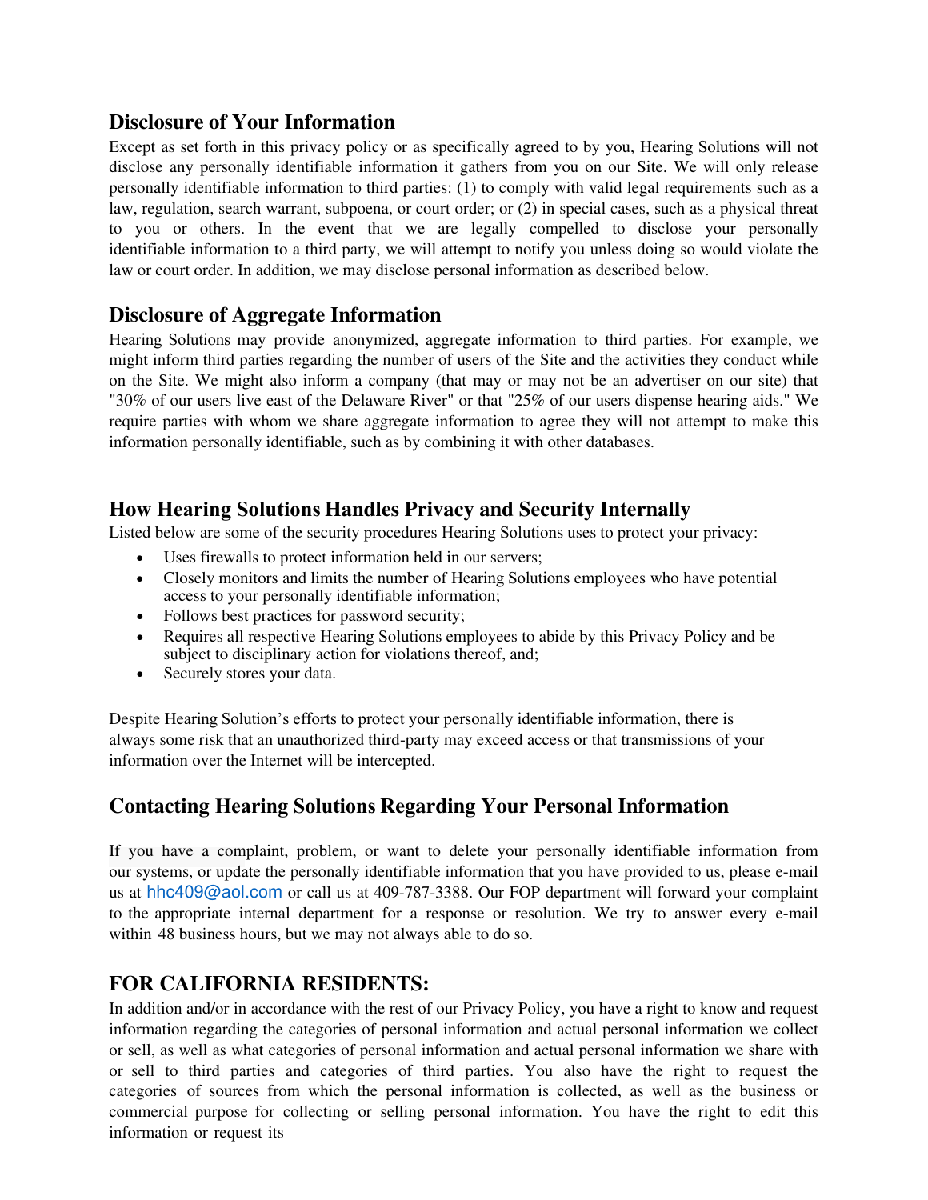## Disclosure of Your Information

Except as set forth in this privacy policy or as specifically agreed to by you, Hearing Solutions will not disclose any personally identifiable information it gathers from you on our Site. We will only release personally identifiable information to third parties: (1) to comply with valid legal requirements such as a law, regulation, search warrant, subpoena, or court order; or (2) in special cases, such as a physical threat to you or others. In the event that we are legally compelled to disclose your personally identifiable information to a third party, we will attempt to notify you unless doing so would violate the law or court order. In addition, we may disclose personal information as described below.

## Disclosure of Aggregate Information

Hearing Solutions may provide anonymized, aggregate information to third parties. For example, we might inform third parties regarding the number of users of the Site and the activities they conduct while on the Site. We might also inform a company (that may or may not be an advertiser on our site) that "30% of our users live east of the Delaware River" or that "25% of our users dispense hearing aids." We require parties with whom we share aggregate information to agree they will not attempt to make this information personally identifiable, such as by combining it with other databases.

## How Hearing Solutions Handles Privacy and Security Internally

Listed below are some of the security procedures Hearing Solutions uses to protect your privacy:

- Uses firewalls to protect information held in our servers;
- Closely monitors and limits the number of Hearing Solutions employees who have potential access to your personally identifiable information;
- Follows best practices for password security;
- Requires all respective Hearing Solutions employees to abide by this Privacy Policy and be subject to disciplinary action for violations thereof, and;
- Securely stores your data.

Despite Hearing Solution's efforts to protect your personally identifiable information, there is always some risk that an unauthorized third-party may exceed access or that transmissions of your information over the Internet will be intercepted.

## Contacting Hearing Solutions Regarding Your Personal Information

If you have a complaint, problem, or want to delete your personally identifiable information from our systems, or update the personally identifiable information that you have provided to us, please e-mail us at hhc409@aol.com or call us at 409-787-3388. Our FOP department will forward your complaint to the appropriate internal department for a response or resolution. We try to answer every e-mail within 48 business hours, but we may not always able to do so.

## FOR CALIFORNIA RESIDENTS:

In addition and/or in accordance with the rest of our Privacy Policy, you have a right to know and request information regarding the categories of personal information and actual personal information we collect or sell, as well as what categories of personal information and actual personal information we share with or sell to third parties and categories of third parties. You also have the right to request the categories of sources from which the personal information is collected, as well as the business or commercial purpose for collecting or selling personal information. You have the right to edit this information or request its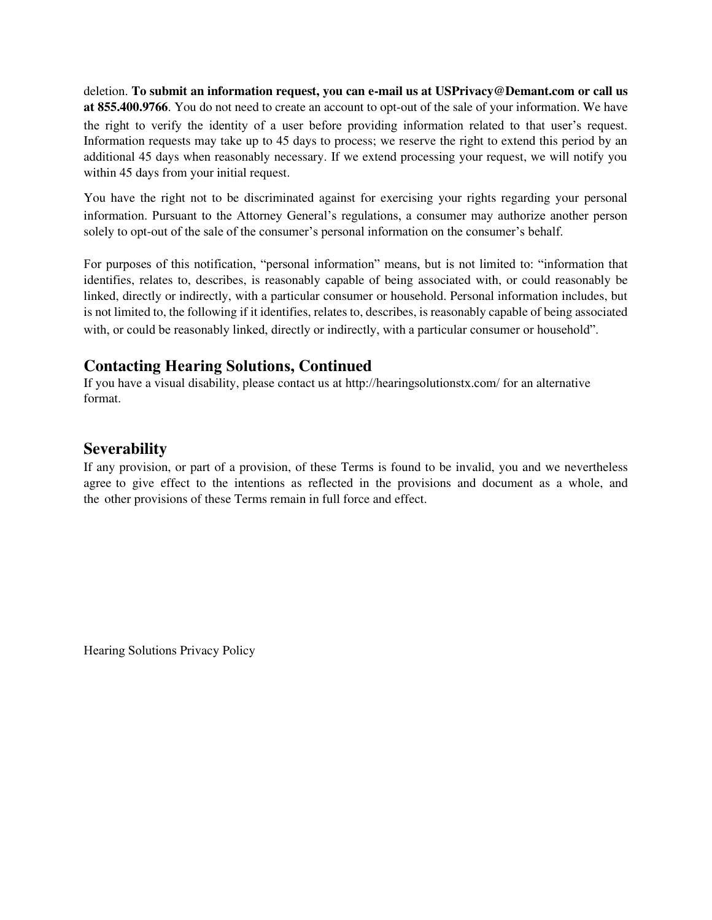deletion. **To submit an information request, you can e-mail us at USPrivacy@Demant.com or call us at 855.400.9766**. You do not need to create an account to opt-out of the sale of your information. We have the right to verify the identity of a user before providing information related to that user's request. Information requests may take up to 45 days to process; we reserve the right to extend this period by an additional 45 days when reasonably necessary. If we extend processing your request, we will notify you within 45 days from your initial request.

You have the right not to be discriminated against for exercising your rights regarding your personal information. Pursuant to the Attorney General's regulations, a consumer may authorize another person solely to opt-out of the sale of the consumer's personal information on the consumer's behalf.

For purposes of this notification, "personal information" means, but is not limited to: "information that identifies, relates to, describes, is reasonably capable of being associated with, or could reasonably be linked, directly or indirectly, with a particular consumer or household. Personal information includes, but is not limited to, the following if it identifies, relates to, describes, is reasonably capable of being associated with, or could be reasonably linked, directly or indirectly, with a particular consumer or household".

## Contacting Hearing Solutions, Continued

If you have a visual disability, please contact us at http://hearingsolutionstx.com/ for an alternative format.

## Severability

If any provision, or part of a provision, of these Terms is found to be invalid, you and we nevertheless agree to give effect to the intentions as reflected in the provisions and document as a whole, and the other provisions of these Terms remain in full force and effect.